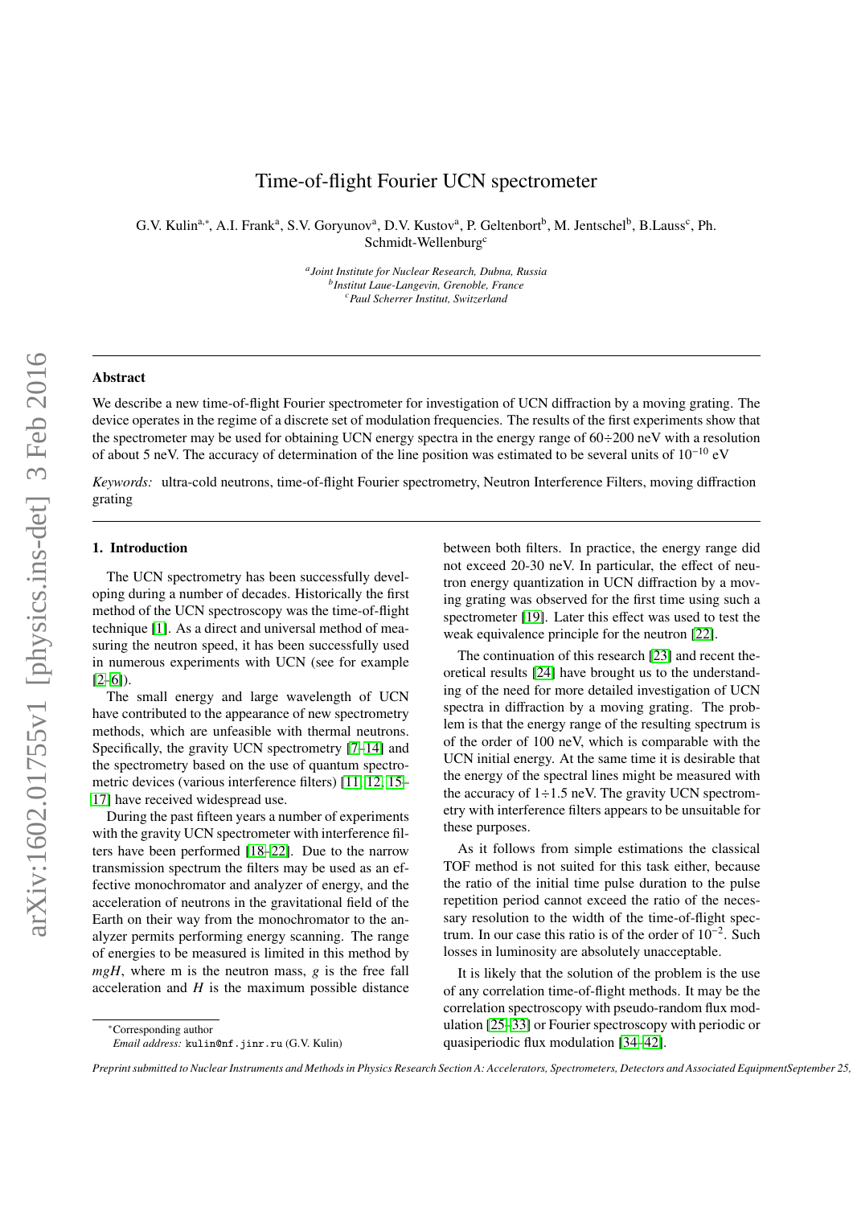# Time-of-flight Fourier UCN spectrometer

G.V. Kulin[a,*], A.I. Frank[a], S.V. Goryunov[a], D.V. Kustov[a], P. Geltenbort[b], M. Jentschel[b], B.Lauss[c], Ph. Schmidt-Wellenburg[c]

[a] *Joint Institute for Nuclear Research, Dubna, Russia*
[b] *Institut Laue-Langevin, Grenoble, France*
[c] *Paul Scherrer Institut, Switzerland*

---

### Abstract

We describe a new time-of-flight Fourier spectrometer for investigation of UCN diffraction by a moving grating. The device operates in the regime of a discrete set of modulation frequencies. The results of the first experiments show that the spectrometer may be used for obtaining UCN energy spectra in the energy range of 60÷200 neV with a resolution of about 5 neV. The accuracy of determination of the line position was estimated to be several units of $10^{-10}$ eV

*Keywords:* ultra-cold neutrons, time-of-flight Fourier spectrometry, Neutron Interference Filters, moving diffraction grating

---

## 1. Introduction

The UCN spectrometry has been successfully developing during a number of decades. Historically the first method of the UCN spectroscopy was the time-of-flight technique [1]. As a direct and universal method of measuring the neutron speed, it has been successfully used in numerous experiments with UCN (see for example [2–6]).

The small energy and large wavelength of UCN have contributed to the appearance of new spectrometry methods, which are unfeasible with thermal neutrons. Specifically, the gravity UCN spectrometry [7–14] and the spectrometry based on the use of quantum spectrometric devices (various interference filters) [11, 12, 15–17] have received widespread use.

During the past fifteen years a number of experiments with the gravity UCN spectrometer with interference filters have been performed [18–22]. Due to the narrow transmission spectrum the filters may be used as an effective monochromator and analyzer of energy, and the acceleration of neutrons in the gravitational field of the Earth on their way from the monochromator to the analyzer permits performing energy scanning. The range of energies to be measured is limited in this method by $mgH$, where m is the neutron mass, $g$ is the free fall acceleration and $H$ is the maximum possible distance between both filters. In practice, the energy range did not exceed 20-30 neV. In particular, the effect of neutron energy quantization in UCN diffraction by a moving grating was observed for the first time using such a spectrometer [19]. Later this effect was used to test the weak equivalence principle for the neutron [22].

The continuation of this research [23] and recent theoretical results [24] have brought us to the understanding of the need for more detailed investigation of UCN spectra in diffraction by a moving grating. The problem is that the energy range of the resulting spectrum is of the order of 100 neV, which is comparable with the UCN initial energy. At the same time it is desirable that the energy of the spectral lines might be measured with the accuracy of 1÷1.5 neV. The gravity UCN spectrometry with interference filters appears to be unsuitable for these purposes.

As it follows from simple estimations the classical TOF method is not suited for this task either, because the ratio of the initial time pulse duration to the pulse repetition period cannot exceed the ratio of the necessary resolution to the width of the time-of-flight spectrum. In our case this ratio is of the order of $10^{-2}$. Such losses in luminosity are absolutely unacceptable.

It is likely that the solution of the problem is the use of any correlation time-of-flight methods. It may be the correlation spectroscopy with pseudo-random flux modulation [25–33] or Fourier spectroscopy with periodic or quasiperiodic flux modulation [34–42].

*Corresponding author
*Email address:* kulin@nf.jinr.ru (G.V. Kulin)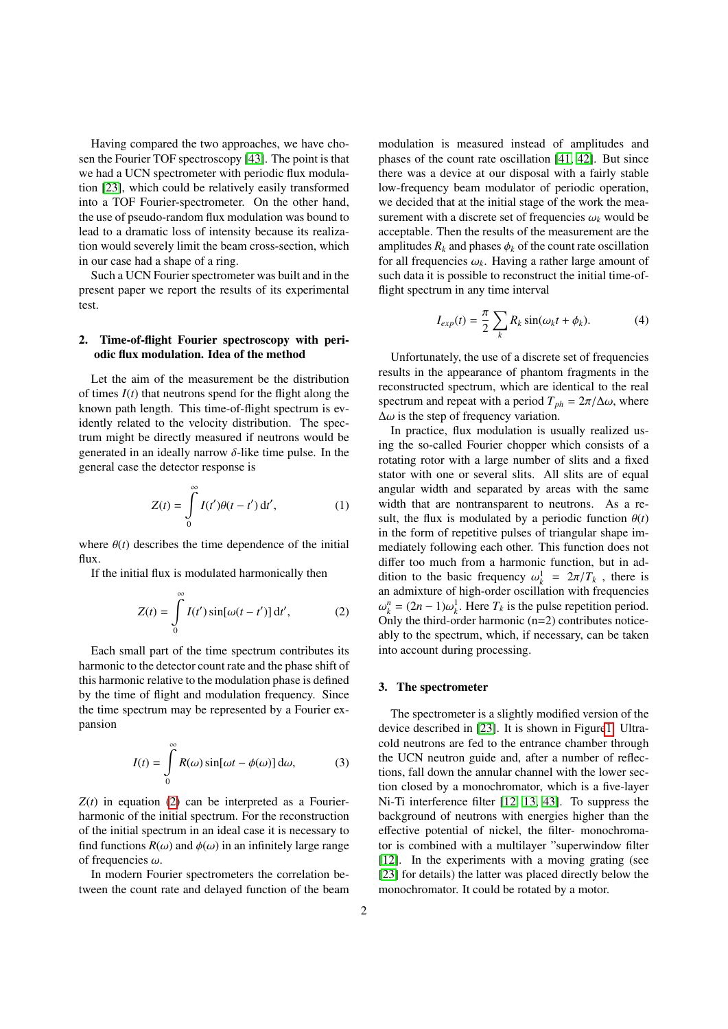Having compared the two approaches, we have chosen the Fourier TOF spectroscopy [43]. The point is that we had a UCN spectrometer with periodic flux modulation [23], which could be relatively easily transformed into a TOF Fourier-spectrometer. On the other hand, the use of pseudo-random flux modulation was bound to lead to a dramatic loss of intensity because its realization would severely limit the beam cross-section, which in our case had a shape of a ring.

Such a UCN Fourier spectrometer was built and in the present paper we report the results of its experimental test.

## 2. Time-of-flight Fourier spectroscopy with periodic flux modulation. Idea of the method

Let the aim of the measurement be the distribution of times $I(t)$ that neutrons spend for the flight along the known path length. This time-of-flight spectrum is evidently related to the velocity distribution. The spectrum might be directly measured if neutrons would be generated in an ideally narrow $\delta$-like time pulse. In the general case the detector response is

$$Z(t) = \int_0^\infty I(t')\theta(t - t')\,\mathrm{d}t', \tag{1}$$

where $\theta(t)$ describes the time dependence of the initial flux.

If the initial flux is modulated harmonically then

$$Z(t) = \int_0^\infty I(t')\sin[\omega(t - t')]\,\mathrm{d}t', \tag{2}$$

Each small part of the time spectrum contributes its harmonic to the detector count rate and the phase shift of this harmonic relative to the modulation phase is defined by the time of flight and modulation frequency. Since the time spectrum may be represented by a Fourier expansion

$$I(t) = \int_0^\infty R(\omega)\sin[\omega t - \phi(\omega)]\,\mathrm{d}\omega, \tag{3}$$

$Z(t)$ in equation (2) can be interpreted as a Fourier-harmonic of the initial spectrum. For the reconstruction of the initial spectrum in an ideal case it is necessary to find functions $R(\omega)$ and $\phi(\omega)$ in an infinitely large range of frequencies $\omega$.

In modern Fourier spectrometers the correlation between the count rate and delayed function of the beam modulation is measured instead of amplitudes and phases of the count rate oscillation [41, 42]. But since there was a device at our disposal with a fairly stable low-frequency beam modulator of periodic operation, we decided that at the initial stage of the work the measurement with a discrete set of frequencies $\omega_k$ would be acceptable. Then the results of the measurement are the amplitudes $R_k$ and phases $\phi_k$ of the count rate oscillation for all frequencies $\omega_k$. Having a rather large amount of such data it is possible to reconstruct the initial time-of-flight spectrum in any time interval

$$I_{exp}(t) = \frac{\pi}{2}\sum_k R_k \sin(\omega_k t + \phi_k). \tag{4}$$

Unfortunately, the use of a discrete set of frequencies results in the appearance of phantom fragments in the reconstructed spectrum, which are identical to the real spectrum and repeat with a period $T_{ph} = 2\pi/\Delta\omega$, where $\Delta\omega$ is the step of frequency variation.

In practice, flux modulation is usually realized using the so-called Fourier chopper which consists of a rotating rotor with a large number of slits and a fixed stator with one or several slits. All slits are of equal angular width and separated by areas with the same width that are nontransparent to neutrons. As a result, the flux is modulated by a periodic function $\theta(t)$ in the form of repetitive pulses of triangular shape immediately following each other. This function does not differ too much from a harmonic function, but in addition to the basic frequency $\omega_k^1 = 2\pi/T_k$ , there is an admixture of high-order oscillation with frequencies $\omega_k^n = (2n-1)\omega_k^1$. Here $T_k$ is the pulse repetition period. Only the third-order harmonic (n=2) contributes noticeably to the spectrum, which, if necessary, can be taken into account during processing.

## 3. The spectrometer

The spectrometer is a slightly modified version of the device described in [23]. It is shown in Figure 1. Ultracold neutrons are fed to the entrance chamber through the UCN neutron guide and, after a number of reflections, fall down the annular channel with the lower section closed by a monochromator, which is a five-layer Ni-Ti interference filter [12, 13, 43]. To suppress the background of neutrons with energies higher than the effective potential of nickel, the filter- monochromator is combined with a multilayer "superwindow filter [12]. In the experiments with a moving grating (see [23] for details) the latter was placed directly below the monochromator. It could be rotated by a motor.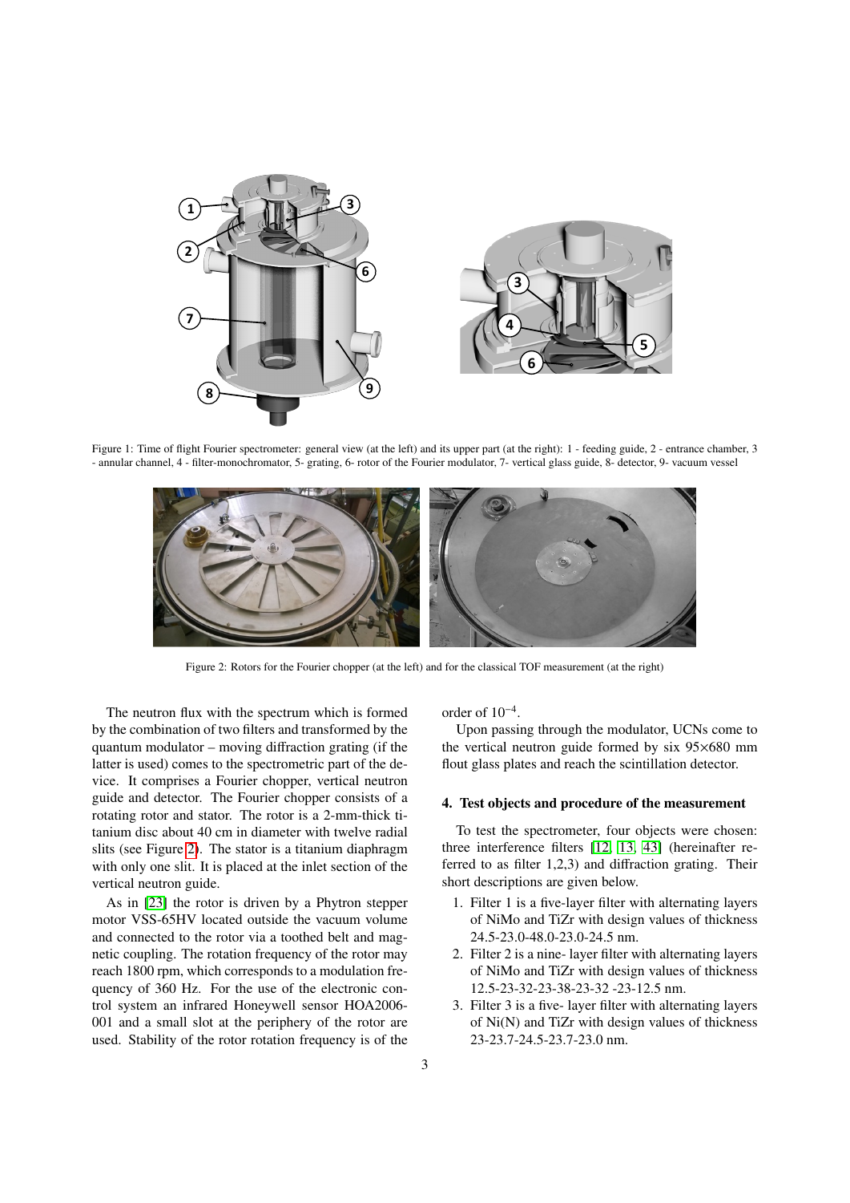Figure 1: Time of flight Fourier spectrometer: general view (at the left) and its upper part (at the right): 1 - feeding guide, 2 - entrance chamber, 3 - annular channel, 4 - filter-monochromator, 5- grating, 6- rotor of the Fourier modulator, 7- vertical glass guide, 8- detector, 9- vacuum vessel

Figure 2: Rotors for the Fourier chopper (at the left) and for the classical TOF measurement (at the right)

The neutron flux with the spectrum which is formed by the combination of two filters and transformed by the quantum modulator – moving diffraction grating (if the latter is used) comes to the spectrometric part of the device. It comprises a Fourier chopper, vertical neutron guide and detector. The Fourier chopper consists of a rotating rotor and stator. The rotor is a 2-mm-thick titanium disc about 40 cm in diameter with twelve radial slits (see Figure 2). The stator is a titanium diaphragm with only one slit. It is placed at the inlet section of the vertical neutron guide.

As in [23] the rotor is driven by a Phytron stepper motor VSS-65HV located outside the vacuum volume and connected to the rotor via a toothed belt and magnetic coupling. The rotation frequency of the rotor may reach 1800 rpm, which corresponds to a modulation frequency of 360 Hz. For the use of the electronic control system an infrared Honeywell sensor HOA2006-001 and a small slot at the periphery of the rotor are used. Stability of the rotor rotation frequency is of the order of $10^{-4}$.

Upon passing through the modulator, UCNs come to the vertical neutron guide formed by six 95×680 mm flout glass plates and reach the scintillation detector.

## 4. Test objects and procedure of the measurement

To test the spectrometer, four objects were chosen: three interference filters [12, 13, 43] (hereinafter referred to as filter 1,2,3) and diffraction grating. Their short descriptions are given below.

1. Filter 1 is a five-layer filter with alternating layers of NiMo and TiZr with design values of thickness 24.5-23.0-48.0-23.0-24.5 nm.
2. Filter 2 is a nine- layer filter with alternating layers of NiMo and TiZr with design values of thickness 12.5-23-32-23-38-23-32 -23-12.5 nm.
3. Filter 3 is a five- layer filter with alternating layers of Ni(N) and TiZr with design values of thickness 23-23.7-24.5-23.7-23.0 nm.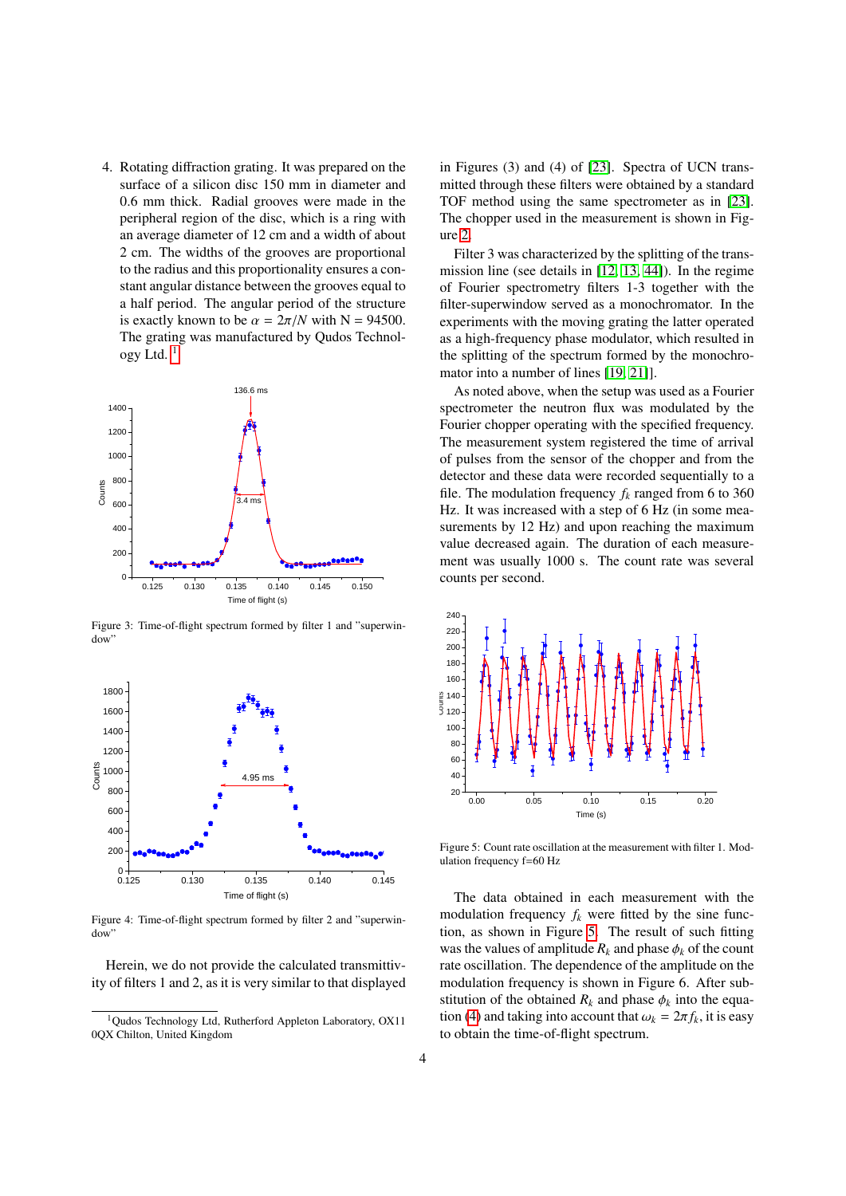4. Rotating diffraction grating. It was prepared on the surface of a silicon disc 150 mm in diameter and 0.6 mm thick. Radial grooves were made in the peripheral region of the disc, which is a ring with an average diameter of 12 cm and a width of about 2 cm. The widths of the grooves are proportional to the radius and this proportionality ensures a constant angular distance between the grooves equal to a half period. The angular period of the structure is exactly known to be $\alpha = 2\pi/N$ with N = 94500. The grating was manufactured by Qudos Technology Ltd. [1]

Figure 3: Time-of-flight spectrum formed by filter 1 and "superwindow"

Figure 4: Time-of-flight spectrum formed by filter 2 and "superwindow"

Herein, we do not provide the calculated transmittivity of filters 1 and 2, as it is very similar to that displayed in Figures (3) and (4) of [23]. Spectra of UCN transmitted through these filters were obtained by a standard TOF method using the same spectrometer as in [23]. The chopper used in the measurement is shown in Figure 2.

Filter 3 was characterized by the splitting of the transmission line (see details in [12, 13, 44]). In the regime of Fourier spectrometry filters 1-3 together with the filter-superwindow served as a monochromator. In the experiments with the moving grating the latter operated as a high-frequency phase modulator, which resulted in the splitting of the spectrum formed by the monochromator into a number of lines [19, 21]].

As noted above, when the setup was used as a Fourier spectrometer the neutron flux was modulated by the Fourier chopper operating with the specified frequency. The measurement system registered the time of arrival of pulses from the sensor of the chopper and from the detector and these data were recorded sequentially to a file. The modulation frequency $f_k$ ranged from 6 to 360 Hz. It was increased with a step of 6 Hz (in some measurements by 12 Hz) and upon reaching the maximum value decreased again. The duration of each measurement was usually 1000 s. The count rate was several counts per second.

Figure 5: Count rate oscillation at the measurement with filter 1. Modulation frequency f=60 Hz

The data obtained in each measurement with the modulation frequency $f_k$ were fitted by the sine function, as shown in Figure 5. The result of such fitting was the values of amplitude $R_k$ and phase $\phi_k$ of the count rate oscillation. The dependence of the amplitude on the modulation frequency is shown in Figure 6. After substitution of the obtained $R_k$ and phase $\phi_k$ into the equation (4) and taking into account that $\omega_k = 2\pi f_k$, it is easy to obtain the time-of-flight spectrum.

[1] Qudos Technology Ltd, Rutherford Appleton Laboratory, OX11 0QX Chilton, United Kingdom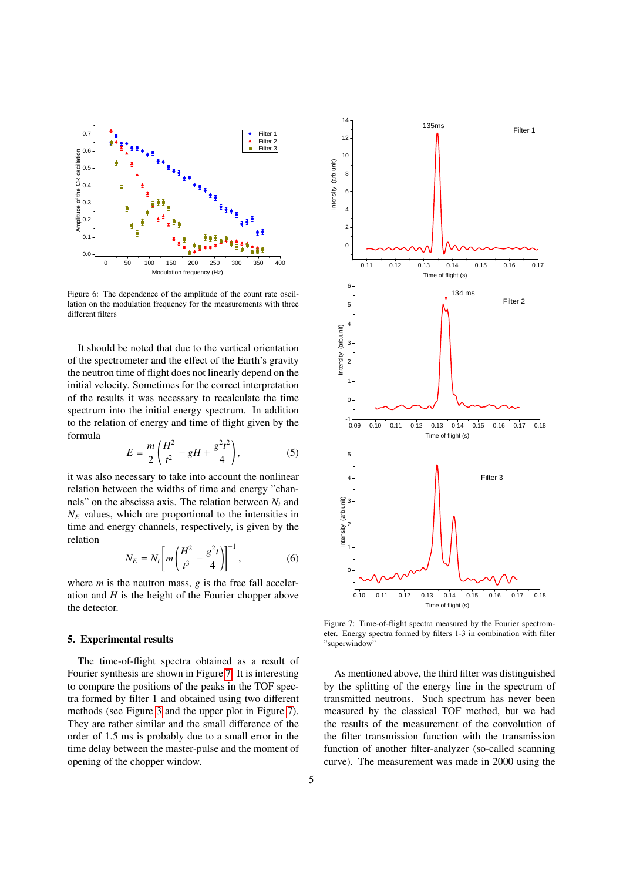Figure 6: The dependence of the amplitude of the count rate oscillation on the modulation frequency for the measurements with three different filters

It should be noted that due to the vertical orientation of the spectrometer and the effect of the Earth's gravity the neutron time of flight does not linearly depend on the initial velocity. Sometimes for the correct interpretation of the results it was necessary to recalculate the time spectrum into the initial energy spectrum. In addition to the relation of energy and time of flight given by the formula

$$E = \frac{m}{2}\left(\frac{H^2}{t^2} - gH + \frac{g^2 t^2}{4}\right), \qquad (5)$$

it was also necessary to take into account the nonlinear relation between the widths of time and energy "channels" on the abscissa axis. The relation between $N_t$ and $N_E$ values, which are proportional to the intensities in time and energy channels, respectively, is given by the relation

$$N_E = N_t \left[ m \left( \frac{H^2}{t^3} - \frac{g^2 t}{4} \right) \right]^{-1}, \qquad (6)$$

where $m$ is the neutron mass, $g$ is the free fall acceleration and $H$ is the height of the Fourier chopper above the detector.

## 5. Experimental results

The time-of-flight spectra obtained as a result of Fourier synthesis are shown in Figure 7. It is interesting to compare the positions of the peaks in the TOF spectra formed by filter 1 and obtained using two different methods (see Figure 3 and the upper plot in Figure 7). They are rather similar and the small difference of the order of 1.5 ms is probably due to a small error in the time delay between the master-pulse and the moment of opening of the chopper window.

Figure 7: Time-of-flight spectra measured by the Fourier spectrometer. Energy spectra formed by filters 1-3 in combination with filter "superwindow"

As mentioned above, the third filter was distinguished by the splitting of the energy line in the spectrum of transmitted neutrons. Such spectrum has never been measured by the classical TOF method, but we had the results of the measurement of the convolution of the filter transmission function with the transmission function of another filter-analyzer (so-called scanning curve). The measurement was made in 2000 using the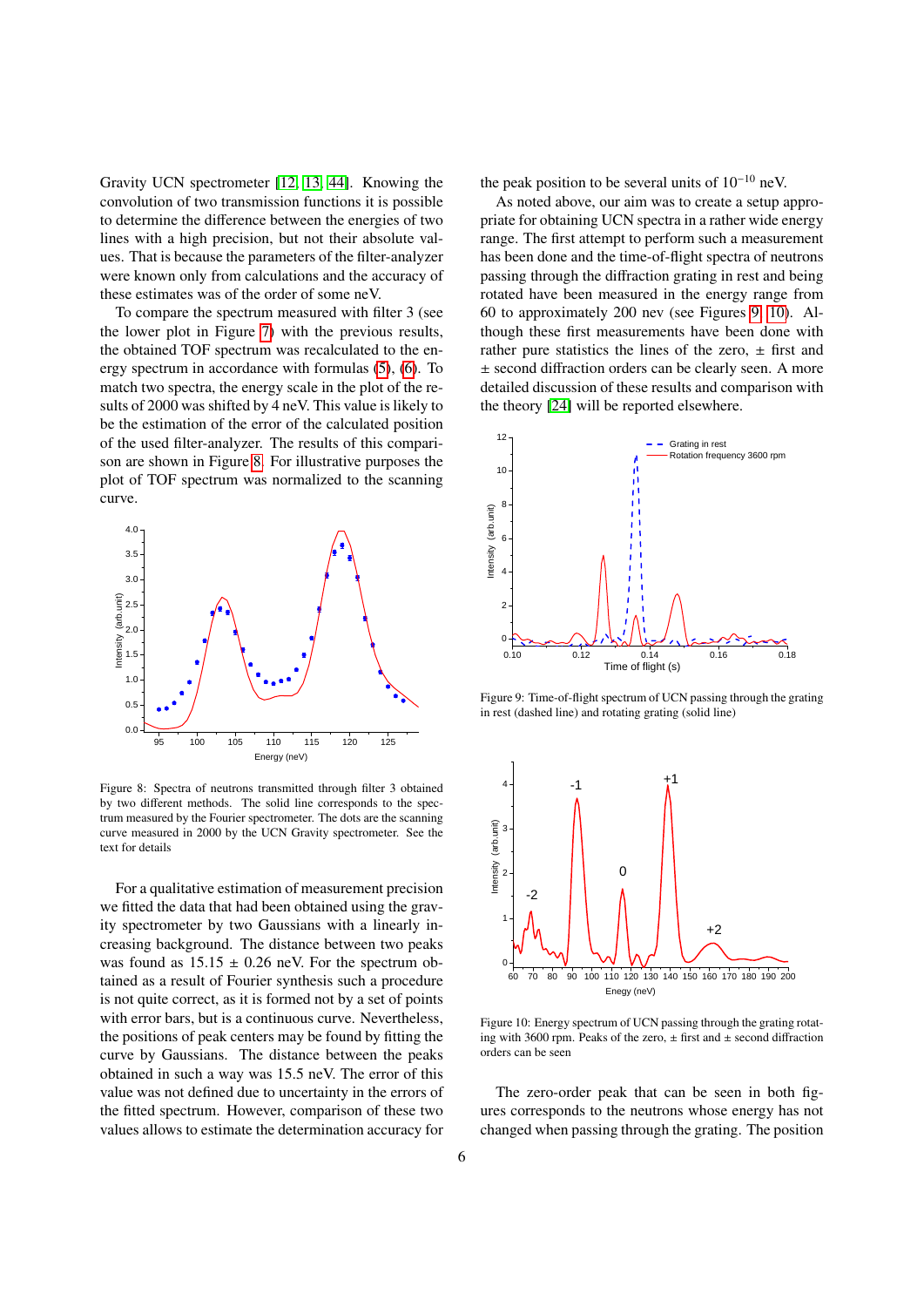Gravity UCN spectrometer [12, 13, 44]. Knowing the convolution of two transmission functions it is possible to determine the difference between the energies of two lines with a high precision, but not their absolute values. That is because the parameters of the filter-analyzer were known only from calculations and the accuracy of these estimates was of the order of some neV.

To compare the spectrum measured with filter 3 (see the lower plot in Figure 7) with the previous results, the obtained TOF spectrum was recalculated to the energy spectrum in accordance with formulas (5), (6). To match two spectra, the energy scale in the plot of the results of 2000 was shifted by 4 neV. This value is likely to be the estimation of the error of the calculated position of the used filter-analyzer. The results of this comparison are shown in Figure 8. For illustrative purposes the plot of TOF spectrum was normalized to the scanning curve.

Figure 8: Spectra of neutrons transmitted through filter 3 obtained by two different methods. The solid line corresponds to the spectrum measured by the Fourier spectrometer. The dots are the scanning curve measured in 2000 by the UCN Gravity spectrometer. See the text for details

For a qualitative estimation of measurement precision we fitted the data that had been obtained using the gravity spectrometer by two Gaussians with a linearly increasing background. The distance between two peaks was found as 15.15 ± 0.26 neV. For the spectrum obtained as a result of Fourier synthesis such a procedure is not quite correct, as it is formed not by a set of points with error bars, but is a continuous curve. Nevertheless, the positions of peak centers may be found by fitting the curve by Gaussians. The distance between the peaks obtained in such a way was 15.5 neV. The error of this value was not defined due to uncertainty in the errors of the fitted spectrum. However, comparison of these two values allows to estimate the determination accuracy for the peak position to be several units of $10^{-10}$ neV.

As noted above, our aim was to create a setup appropriate for obtaining UCN spectra in a rather wide energy range. The first attempt to perform such a measurement has been done and the time-of-flight spectra of neutrons passing through the diffraction grating in rest and being rotated have been measured in the energy range from 60 to approximately 200 nev (see Figures 9, 10). Although these first measurements have been done with rather pure statistics the lines of the zero, ± first and ± second diffraction orders can be clearly seen. A more detailed discussion of these results and comparison with the theory [24] will be reported elsewhere.

Figure 9: Time-of-flight spectrum of UCN passing through the grating in rest (dashed line) and rotating grating (solid line)

Figure 10: Energy spectrum of UCN passing through the grating rotating with 3600 rpm. Peaks of the zero, ± first and ± second diffraction orders can be seen

The zero-order peak that can be seen in both figures corresponds to the neutrons whose energy has not changed when passing through the grating. The position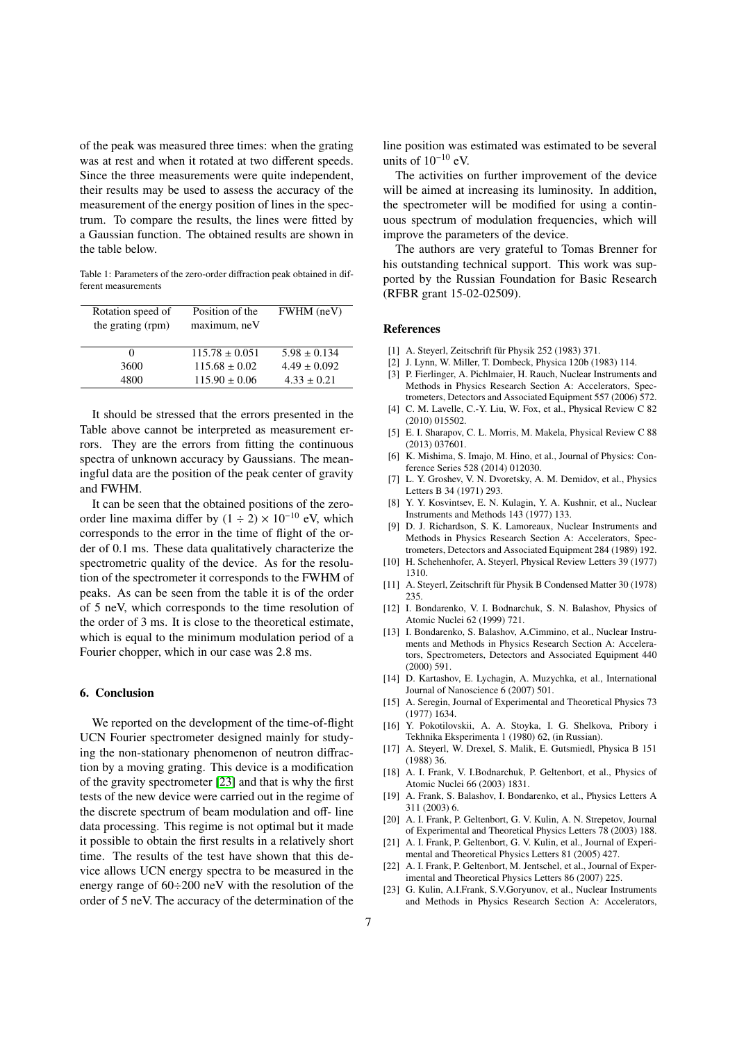of the peak was measured three times: when the grating was at rest and when it rotated at two different speeds. Since the three measurements were quite independent, their results may be used to assess the accuracy of the measurement of the energy position of lines in the spectrum. To compare the results, the lines were fitted by a Gaussian function. The obtained results are shown in the table below.

Table 1: Parameters of the zero-order diffraction peak obtained in different measurements

| Rotation speed of the grating (rpm) | Position of the maximum, neV | FWHM (neV) |
|---|---|---|
| 0 | 115.78 ± 0.051 | 5.98 ± 0.134 |
| 3600 | 115.68 ± 0.02 | 4.49 ± 0.092 |
| 4800 | 115.90 ± 0.06 | 4.33 ± 0.21 |

It should be stressed that the errors presented in the Table above cannot be interpreted as measurement errors. They are the errors from fitting the continuous spectra of unknown accuracy by Gaussians. The meaningful data are the position of the peak center of gravity and FWHM.

It can be seen that the obtained positions of the zero-order line maxima differ by $(1 \div 2) \times 10^{-10}$ eV, which corresponds to the error in the time of flight of the order of 0.1 ms. These data qualitatively characterize the spectrometric quality of the device. As for the resolution of the spectrometer it corresponds to the FWHM of peaks. As can be seen from the table it is of the order of 5 neV, which corresponds to the time resolution of the order of 3 ms. It is close to the theoretical estimate, which is equal to the minimum modulation period of a Fourier chopper, which in our case was 2.8 ms.

## 6. Conclusion

We reported on the development of the time-of-flight UCN Fourier spectrometer designed mainly for studying the non-stationary phenomenon of neutron diffraction by a moving grating. This device is a modification of the gravity spectrometer [23] and that is why the first tests of the new device were carried out in the regime of the discrete spectrum of beam modulation and off- line data processing. This regime is not optimal but it made it possible to obtain the first results in a relatively short time. The results of the test have shown that this device allows UCN energy spectra to be measured in the energy range of $60 \div 200$ neV with the resolution of the order of 5 neV. The accuracy of the determination of the line position was estimated was estimated to be several units of $10^{-10}$ eV.

The activities on further improvement of the device will be aimed at increasing its luminosity. In addition, the spectrometer will be modified for using a continuous spectrum of modulation frequencies, which will improve the parameters of the device.

The authors are very grateful to Tomas Brenner for his outstanding technical support. This work was supported by the Russian Foundation for Basic Research (RFBR grant 15-02-02509).

## References

[1] A. Steyerl, Zeitschrift für Physik 252 (1983) 371.

[2] J. Lynn, W. Miller, T. Dombeck, Physica 120b (1983) 114.

[3] P. Fierlinger, A. Pichlmaier, H. Rauch, Nuclear Instruments and Methods in Physics Research Section A: Accelerators, Spectrometers, Detectors and Associated Equipment 557 (2006) 572.

[4] C. M. Lavelle, C.-Y. Liu, W. Fox, et al., Physical Review C 82 (2010) 015502.

[5] E. I. Sharapov, C. L. Morris, M. Makela, Physical Review C 88 (2013) 037601.

[6] K. Mishima, S. Imajo, M. Hino, et al., Journal of Physics: Conference Series 528 (2014) 012030.

[7] L. Y. Groshev, V. N. Dvoretsky, A. M. Demidov, et al., Physics Letters B 34 (1971) 293.

[8] Y. Y. Kosvintsev, E. N. Kulagin, Y. A. Kushnir, et al., Nuclear Instruments and Methods 143 (1977) 133.

[9] D. J. Richardson, S. K. Lamoreaux, Nuclear Instruments and Methods in Physics Research Section A: Accelerators, Spectrometers, Detectors and Associated Equipment 284 (1989) 192.

[10] H. Schehenhofer, A. Steyerl, Physical Review Letters 39 (1977) 1310.

[11] A. Steyerl, Zeitschrift für Physik B Condensed Matter 30 (1978) 235.

[12] I. Bondarenko, V. I. Bodnarchuk, S. N. Balashov, Physics of Atomic Nuclei 62 (1999) 721.

[13] I. Bondarenko, S. Balashov, A.Cimmino, et al., Nuclear Instruments and Methods in Physics Research Section A: Accelerators, Spectrometers, Detectors and Associated Equipment 440 (2000) 591.

[14] D. Kartashov, E. Lychagin, A. Muzychka, et al., International Journal of Nanoscience 6 (2007) 501.

[15] A. Seregin, Journal of Experimental and Theoretical Physics 73 (1977) 1634.

[16] Y. Pokotilovskii, A. A. Stoyka, I. G. Shelkova, Pribory i Tekhnika Eksperimenta 1 (1980) 62, (in Russian).

[17] A. Steyerl, W. Drexel, S. Malik, E. Gutsmiedl, Physica B 151 (1988) 36.

[18] A. I. Frank, V. I.Bodnarchuk, P. Geltenbort, et al., Physics of Atomic Nuclei 66 (2003) 1831.

[19] A. Frank, S. Balashov, I. Bondarenko, et al., Physics Letters A 311 (2003) 6.

[20] A. I. Frank, P. Geltenbort, G. V. Kulin, A. N. Strepetov, Journal of Experimental and Theoretical Physics Letters 78 (2003) 188.

[21] A. I. Frank, P. Geltenbort, G. V. Kulin, et al., Journal of Experimental and Theoretical Physics Letters 81 (2005) 427.

[22] A. I. Frank, P. Geltenbort, M. Jentschel, et al., Journal of Experimental and Theoretical Physics Letters 86 (2007) 225.

[23] G. Kulin, A.I.Frank, S.V.Goryunov, et al., Nuclear Instruments and Methods in Physics Research Section A: Accelerators,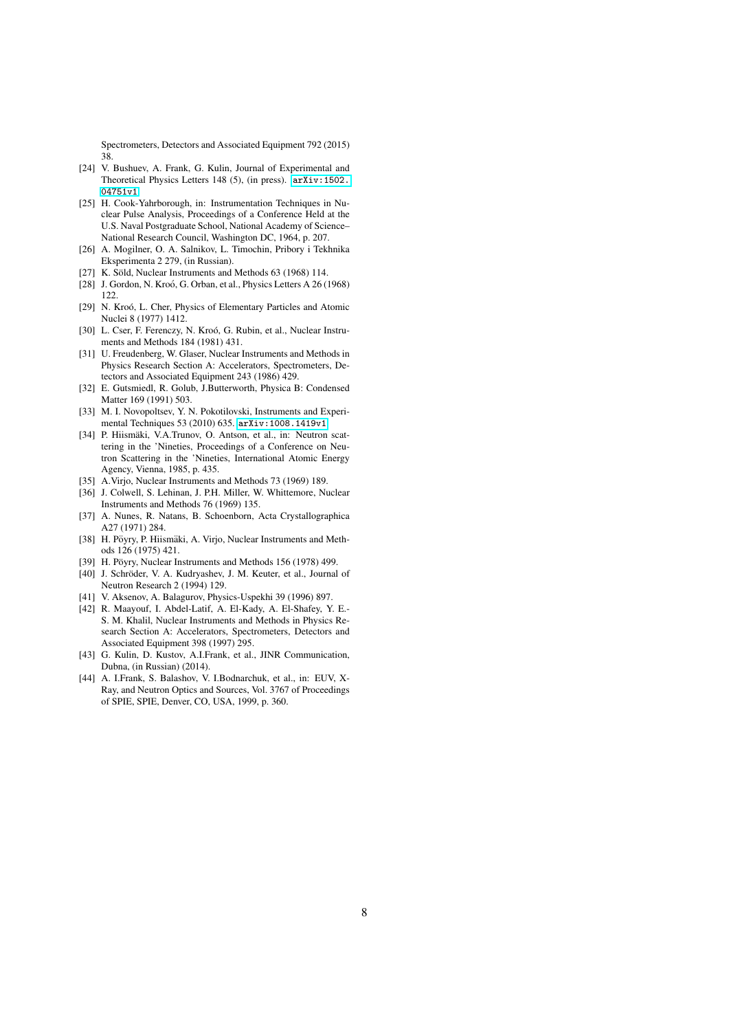Spectrometers, Detectors and Associated Equipment 792 (2015) 38.

- [24] V. Bushuev, A. Frank, G. Kulin, Journal of Experimental and Theoretical Physics Letters 148 (5), (in press). arXiv:1502.04751v1.
- [25] H. Cook-Yahrborough, in: Instrumentation Techniques in Nuclear Pulse Analysis, Proceedings of a Conference Held at the U.S. Naval Postgraduate School, National Academy of Science–National Research Council, Washington DC, 1964, p. 207.
- [26] A. Mogilner, O. A. Salnikov, L. Timochin, Pribory i Tekhnika Eksperimenta 2 279, (in Russian).
- [27] K. Söld, Nuclear Instruments and Methods 63 (1968) 114.
- [28] J. Gordon, N. Kroó, G. Orban, et al., Physics Letters A 26 (1968) 122.
- [29] N. Kroó, L. Cher, Physics of Elementary Particles and Atomic Nuclei 8 (1977) 1412.
- [30] L. Cser, F. Ferenczy, N. Kroó, G. Rubin, et al., Nuclear Instruments and Methods 184 (1981) 431.
- [31] U. Freudenberg, W. Glaser, Nuclear Instruments and Methods in Physics Research Section A: Accelerators, Spectrometers, Detectors and Associated Equipment 243 (1986) 429.
- [32] E. Gutsmiedl, R. Golub, J.Butterworth, Physica B: Condensed Matter 169 (1991) 503.
- [33] M. I. Novopoltsev, Y. N. Pokotilovski, Instruments and Experimental Techniques 53 (2010) 635. arXiv:1008.1419v1.
- [34] P. Hiismäki, V.A.Trunov, O. Antson, et al., in: Neutron scattering in the 'Nineties, Proceedings of a Conference on Neutron Scattering in the 'Nineties, International Atomic Energy Agency, Vienna, 1985, p. 435.
- [35] A.Virjo, Nuclear Instruments and Methods 73 (1969) 189.
- [36] J. Colwell, S. Lehinan, J. P.H. Miller, W. Whittemore, Nuclear Instruments and Methods 76 (1969) 135.
- [37] A. Nunes, R. Natans, B. Schoenborn, Acta Crystallographica A27 (1971) 284.
- [38] H. Pöyry, P. Hiismäki, A. Virjo, Nuclear Instruments and Methods 126 (1975) 421.
- [39] H. Pöyry, Nuclear Instruments and Methods 156 (1978) 499.
- [40] J. Schröder, V. A. Kudryashev, J. M. Keuter, et al., Journal of Neutron Research 2 (1994) 129.
- [41] V. Aksenov, A. Balagurov, Physics-Uspekhi 39 (1996) 897.
- [42] R. Maayouf, I. Abdel-Latif, A. El-Kady, A. El-Shafey, Y. E.-S. M. Khalil, Nuclear Instruments and Methods in Physics Research Section A: Accelerators, Spectrometers, Detectors and Associated Equipment 398 (1997) 295.
- [43] G. Kulin, D. Kustov, A.I.Frank, et al., JINR Communication, Dubna, (in Russian) (2014).
- [44] A. I.Frank, S. Balashov, V. I.Bodnarchuk, et al., in: EUV, X-Ray, and Neutron Optics and Sources, Vol. 3767 of Proceedings of SPIE, SPIE, Denver, CO, USA, 1999, p. 360.